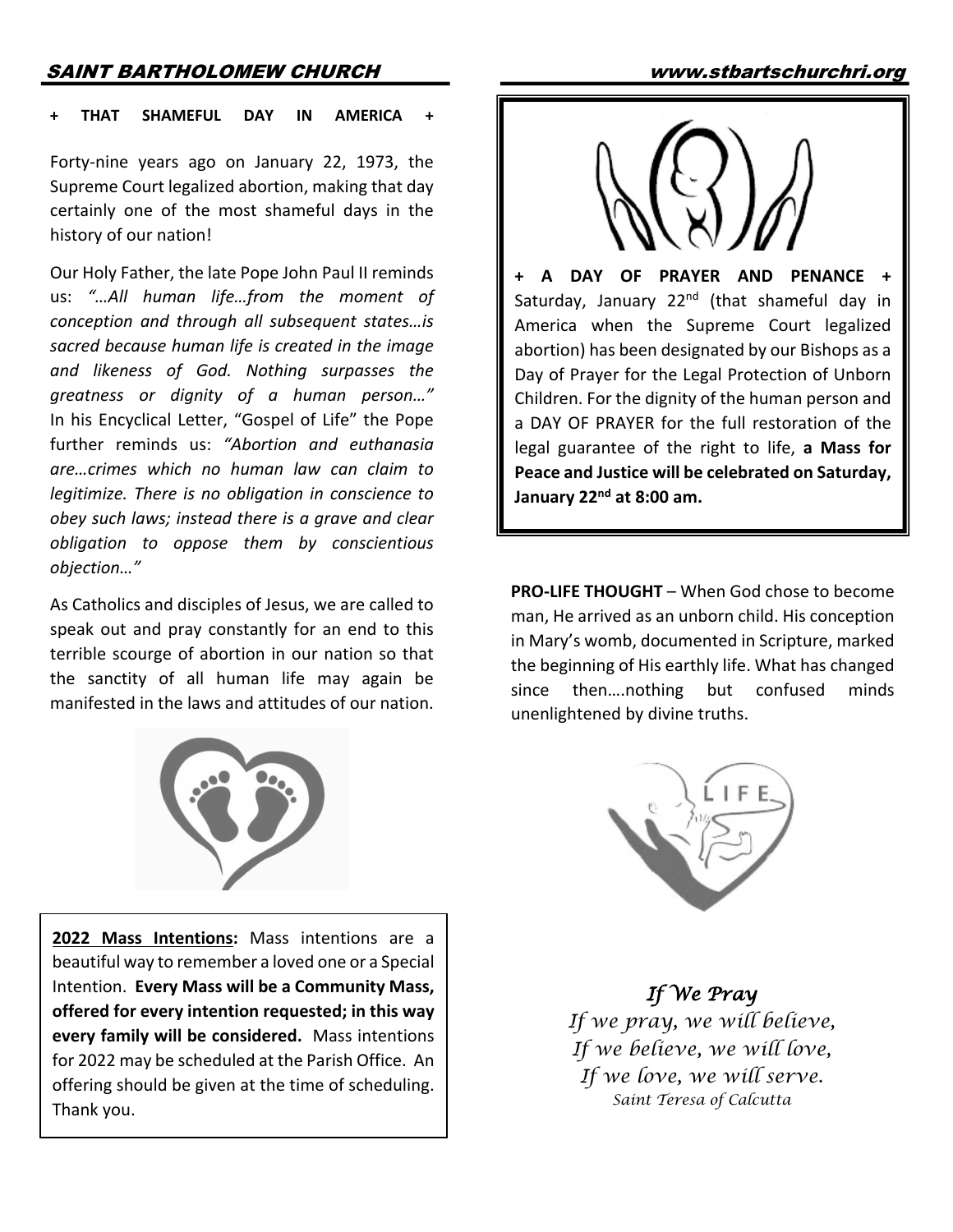## + THAT SHAMEFUL DAY IN AMERICA +

Forty-nine years ago on January 22, 1973, the Supreme Court legalized abortion, making that day certainly one of the most shameful days in the history of our nation!

Our Holy Father, the late Pope John Paul II reminds us: *"…All human life…from the moment of conception and through all subsequent states…is sacred because human life is created in the image and likeness of God. Nothing surpasses the greatness or dignity of a human person…"* In his Encyclical Letter, "Gospel of Life" the Pope further reminds us: *"Abortion and euthanasia are…crimes which no human law can claim to legitimize. There is no obligation in conscience to obey such laws; instead there is a grave and clear obligation to oppose them by conscientious objection…"*

As Catholics and disciples of Jesus, we are called to speak out and pray constantly for an end to this terrible scourge of abortion in our nation so that the sanctity of all human life may again be manifested in the laws and attitudes of our nation.

**2022 Mass Intentions:** Mass intentions are a beautiful way to remember a loved one or a Special Intention. **Every Mass will be a Community Mass, offered for every intention requested; in this way every family will be considered.** Mass intentions for 2022 may be scheduled at the Parish Office. An offering should be given at the time of scheduling. Thank you.

**+ A DAY OF PRAYER AND PENANCE +** Saturday, January 22nd (that shameful day in America when the Supreme Court legalized abortion) has been designated by our Bishops as a Day of Prayer for the Legal Protection of Unborn Children. For the dignity of the human person and a DAY OF PRAYER for the full restoration of the legal guarantee of the right to life, **a Mass for Peace and Justice will be celebrated on Saturday, January 22nd at 8:00 am.**

**PRO-LIFE THOUGHT** – When God chose to become man, He arrived as an unborn child. His conception in Mary's womb, documented in Scripture, marked the beginning of His earthly life. What has changed since then….nothing but confused minds unenlightened by divine truths.

*If We Pray*

*If we pray, we will believe,*
*If we believe, we will love,*
*If we love, we will serve.*
*Saint Teresa of Calcutta*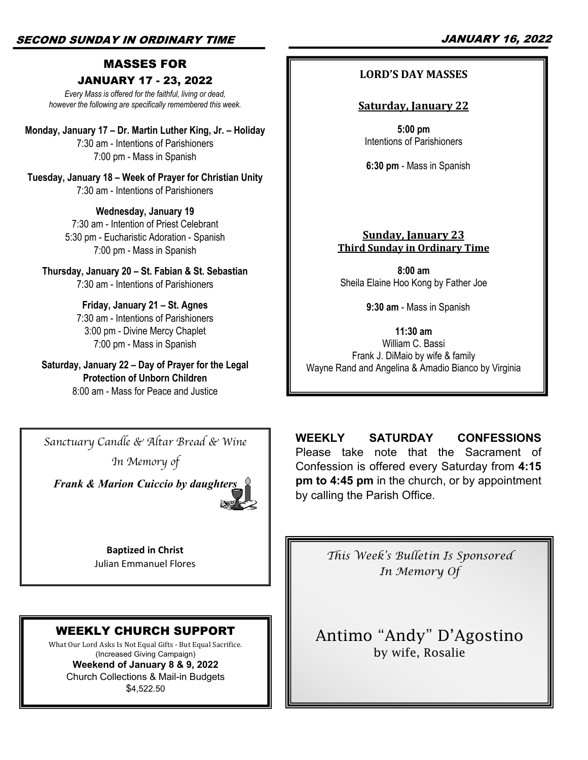SECOND SUNDAY IN ORDINARY TIME

JANUARY 16, 2022

## MASSES FOR JANUARY 17 - 23, 2022

*Every Mass is offered for the faithful, living or dead, however the following are specifically remembered this week.*

**Monday, January 17 – Dr. Martin Luther King, Jr. – Holiday**
7:30 am - Intentions of Parishioners
7:00 pm - Mass in Spanish

**Tuesday, January 18 – Week of Prayer for Christian Unity**
7:30 am - Intentions of Parishioners

**Wednesday, January 19**
7:30 am - Intention of Priest Celebrant
5:30 pm - Eucharistic Adoration - Spanish
7:00 pm - Mass in Spanish

**Thursday, January 20 – St. Fabian & St. Sebastian**
7:30 am - Intentions of Parishioners

**Friday, January 21 – St. Agnes**
7:30 am - Intentions of Parishioners
3:00 pm - Divine Mercy Chaplet
7:00 pm - Mass in Spanish

**Saturday, January 22 – Day of Prayer for the Legal Protection of Unborn Children**
8:00 am - Mass for Peace and Justice

## LORD'S DAY MASSES

**Saturday, January 22**

**5:00 pm**
Intentions of Parishioners

**6:30 pm** - Mass in Spanish

**Sunday, January 23**
**Third Sunday in Ordinary Time**

**8:00 am**
Sheila Elaine Hoo Kong by Father Joe

**9:30 am** - Mass in Spanish

**11:30 am**
William C. Bassi
Frank J. DiMaio by wife & family
Wayne Rand and Angelina & Amadio Bianco by Virginia

*Sanctuary Candle & Altar Bread & Wine*
*In Memory of*
***Frank & Marion Cuiccio by daughters***

**Baptized in Christ**
Julian Emmanuel Flores

## WEEKLY CHURCH SUPPORT

What Our Lord Asks Is Not Equal Gifts - But Equal Sacrifice.
(Increased Giving Campaign)
**Weekend of January 8 & 9, 2022**
Church Collections & Mail-in Budgets
$4,522.50

**WEEKLY SATURDAY CONFESSIONS**
Please take note that the Sacrament of Confession is offered every Saturday from **4:15 pm to 4:45 pm** in the church, or by appointment by calling the Parish Office.

*This Week's Bulletin Is Sponsored In Memory Of*

Antimo "Andy" D'Agostino
by wife, Rosalie